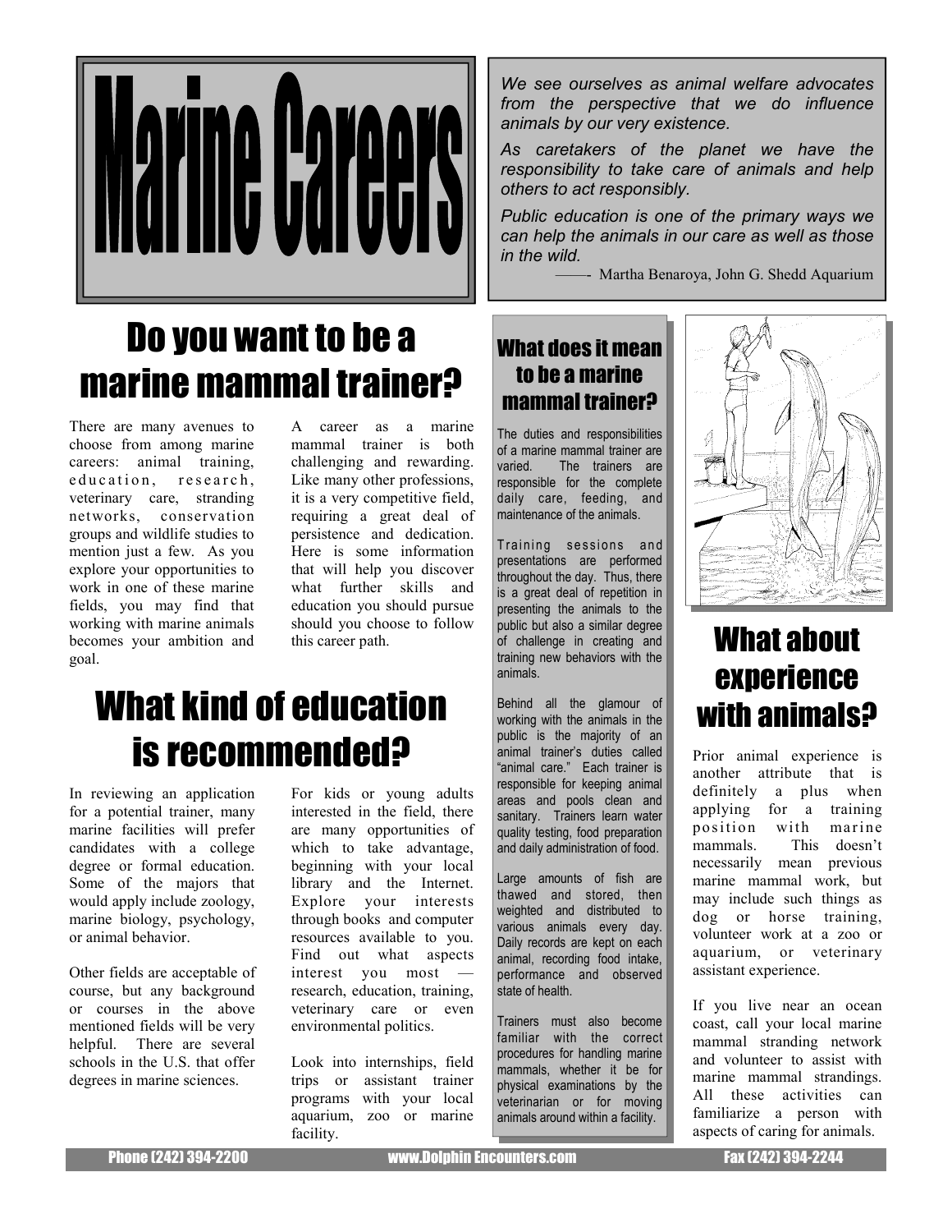# Marine Careers

*We see ourselves as animal welfare advocates from the perspective that we do influence animals by our very existence.*

*As caretakers of the planet we have the responsibility to take care of animals and help others to act responsibly.*

*Public education is one of the primary ways we can help the animals in our care as well as those in the wild.*

—— Martha Benaroya, John G. Shedd Aquarium

## Do you want to be a marine mammal trainer?

There are many avenues to choose from among marine careers: animal training, education, research, veterinary care, stranding networks, conservation groups and wildlife studies to mention just a few. As you explore your opportunities to work in one of these marine fields, you may find that working with marine animals becomes your ambition and goal.

A career as a marine mammal trainer is both challenging and rewarding. Like many other professions, it is a very competitive field, requiring a great deal of persistence and dedication. Here is some information that will help you discover what further skills and education you should pursue should you choose to follow this career path.

## What kind of education is recommended?

In reviewing an application for a potential trainer, many marine facilities will prefer candidates with a college degree or formal education. Some of the majors that would apply include zoology, marine biology, psychology, or animal behavior.

Other fields are acceptable of course, but any background or courses in the above mentioned fields will be very helpful. There are several schools in the U.S. that offer degrees in marine sciences.

For kids or young adults interested in the field, there are many opportunities of which to take advantage, beginning with your local library and the Internet. Explore your interests through books and computer resources available to you. Find out what aspects interest you most — research, education, training, veterinary care or even environmental politics.

Look into internships, field trips or assistant trainer programs with your local aquarium, zoo or marine facility.

### What does it mean to be a marine mammal trainer?

The duties and responsibilities of a marine mammal trainer are varied. The trainers are responsible for the complete daily care, feeding, and maintenance of the animals.

Training sessions and presentations are performed throughout the day. Thus, there is a great deal of repetition in presenting the animals to the public but also a similar degree of challenge in creating and training new behaviors with the animals.

Behind all the glamour of working with the animals in the public is the majority of an animal trainer's duties called "animal care." Each trainer is responsible for keeping animal areas and pools clean and sanitary. Trainers learn water quality testing, food preparation and daily administration of food.

Large amounts of fish are thawed and stored, then weighted and distributed to various animals every day. Daily records are kept on each animal, recording food intake, performance and observed state of health.

Trainers must also become familiar with the correct procedures for handling marine mammals, whether it be for physical examinations by the veterinarian or for moving animals around within a facility.

## What about experience with animals?

Prior animal experience is another attribute that is definitely a plus when applying for a training position with marine mammals. This doesn't necessarily mean previous marine mammal work, but may include such things as dog or horse training, volunteer work at a zoo or aquarium, or veterinary assistant experience.

If you live near an ocean coast, call your local marine mammal stranding network and volunteer to assist with marine mammal strandings. All these activities can familiarize a person with aspects of caring for animals.

Phone (242) 394-2200 www.Dolphin Encounters.com Fax (242) 394-2244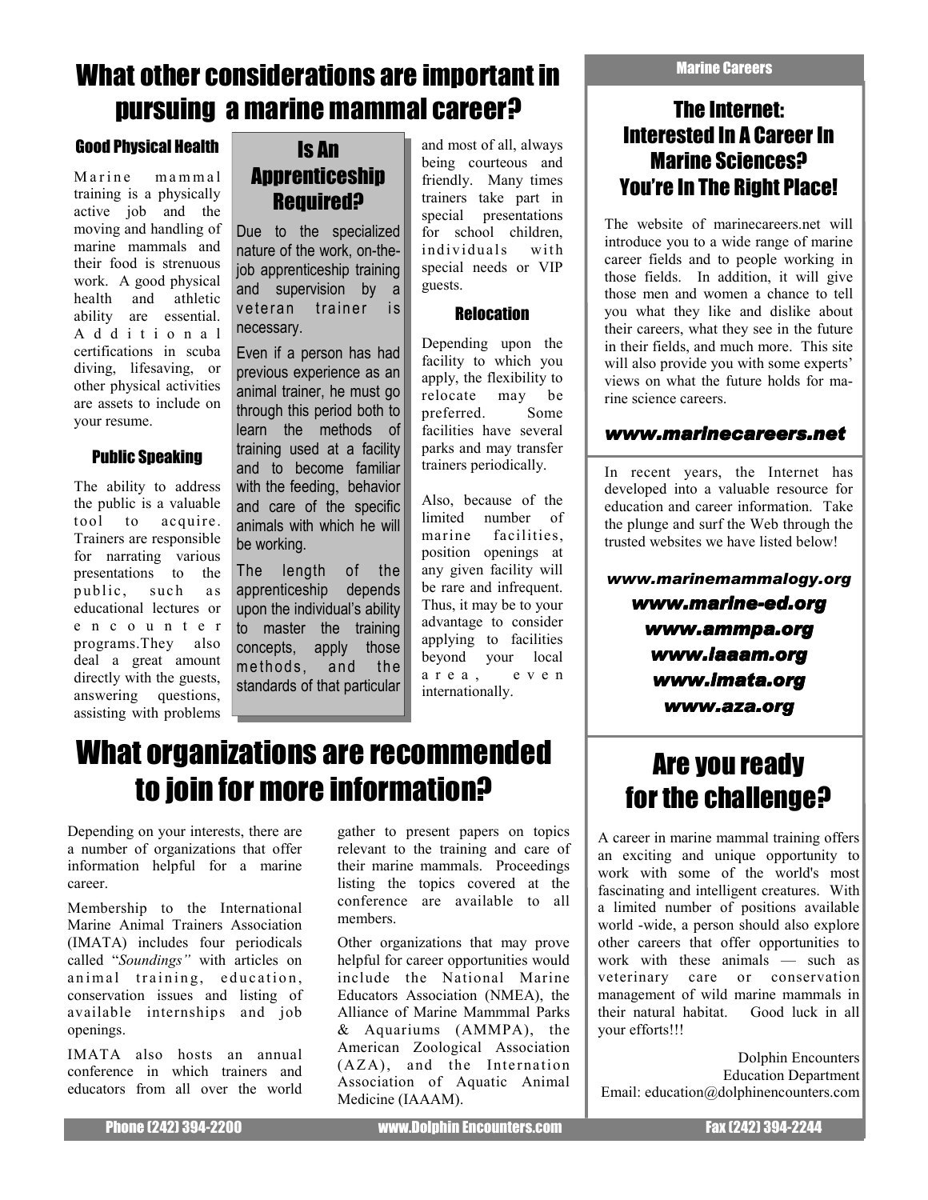# What other considerations are important in pursuing a marine mammal career?

### Good Physical Health

Marine mammal training is a physically active job and the moving and handling of marine mammals and their food is strenuous work. A good physical health and athletic ability are essential. Additional certifications in scuba diving, lifesaving, or other physical activities are assets to include on your resume.

### Public Speaking

The ability to address the public is a valuable tool to acquire. Trainers are responsible for narrating various presentations to the public, such as educational lectures or encounter programs.They also deal a great amount directly with the guests, answering questions, assisting with problems and most of all, always being courteous and friendly. Many times trainers take part in special presentations for school children, individuals with special needs or VIP guests.

## Is An Apprenticeship Required?

Due to the specialized nature of the work, on-the-job apprenticeship training and supervision by a veteran trainer is necessary.

Even if a person has had previous experience as an animal trainer, he must go through this period both to learn the methods of training used at a facility and to become familiar with the feeding, behavior and care of the specific animals with which he will be working.

The length of the apprenticeship depends upon the individual's ability to master the training concepts, apply those methods, and the standards of that particular

### Relocation

Depending upon the facility to which you apply, the flexibility to relocate may be preferred. Some facilities have several parks and may transfer trainers periodically.

Also, because of the limited number of marine facilities, position openings at any given facility will be rare and infrequent. Thus, it may be to your advantage to consider applying to facilities beyond your local area, even internationally.

# What organizations are recommended to join for more information?

Depending on your interests, there are a number of organizations that offer information helpful for a marine career.

Membership to the International Marine Animal Trainers Association (IMATA) includes four periodicals called "*Soundings"* with articles on animal training, education, conservation issues and listing of available internships and job openings.

IMATA also hosts an annual conference in which trainers and educators from all over the world gather to present papers on topics relevant to the training and care of their marine mammals. Proceedings listing the topics covered at the conference are available to all members.

Other organizations that may prove helpful for career opportunities would include the National Marine Educators Association (NMEA), the Alliance of Marine Mammmal Parks & Aquariums (AMMPA), the American Zoological Association (AZA), and the Internation Association of Aquatic Animal Medicine (IAAAM).

Marine Careers

## The Internet: Interested In A Career In Marine Sciences? You're In The Right Place!

The website of marinecareers.net will introduce you to a wide range of marine career fields and to people working in those fields. In addition, it will give those men and women a chance to tell you what they like and dislike about their careers, what they see in the future in their fields, and much more. This site will also provide you with some experts' views on what the future holds for marine science careers.

***www.marinecareers.net***

In recent years, the Internet has developed into a valuable resource for education and career information. Take the plunge and surf the Web through the trusted websites we have listed below!

***www.marinemammalogy.org***

***www.marine-ed.org***

***www.ammpa.org***

***www.iaaam.org***

***www.imata.org***

***www.aza.org***

## Are you ready for the challenge?

A career in marine mammal training offers an exciting and unique opportunity to work with some of the world's most fascinating and intelligent creatures. With a limited number of positions available world -wide, a person should also explore other careers that offer opportunities to work with these animals — such as veterinary care or conservation management of wild marine mammals in their natural habitat. Good luck in all your efforts!!!

Dolphin Encounters
Education Department
Email: education@dolphinencounters.com

Phone (242) 394-2200 www.Dolphin Encounters.com Fax (242) 394-2244